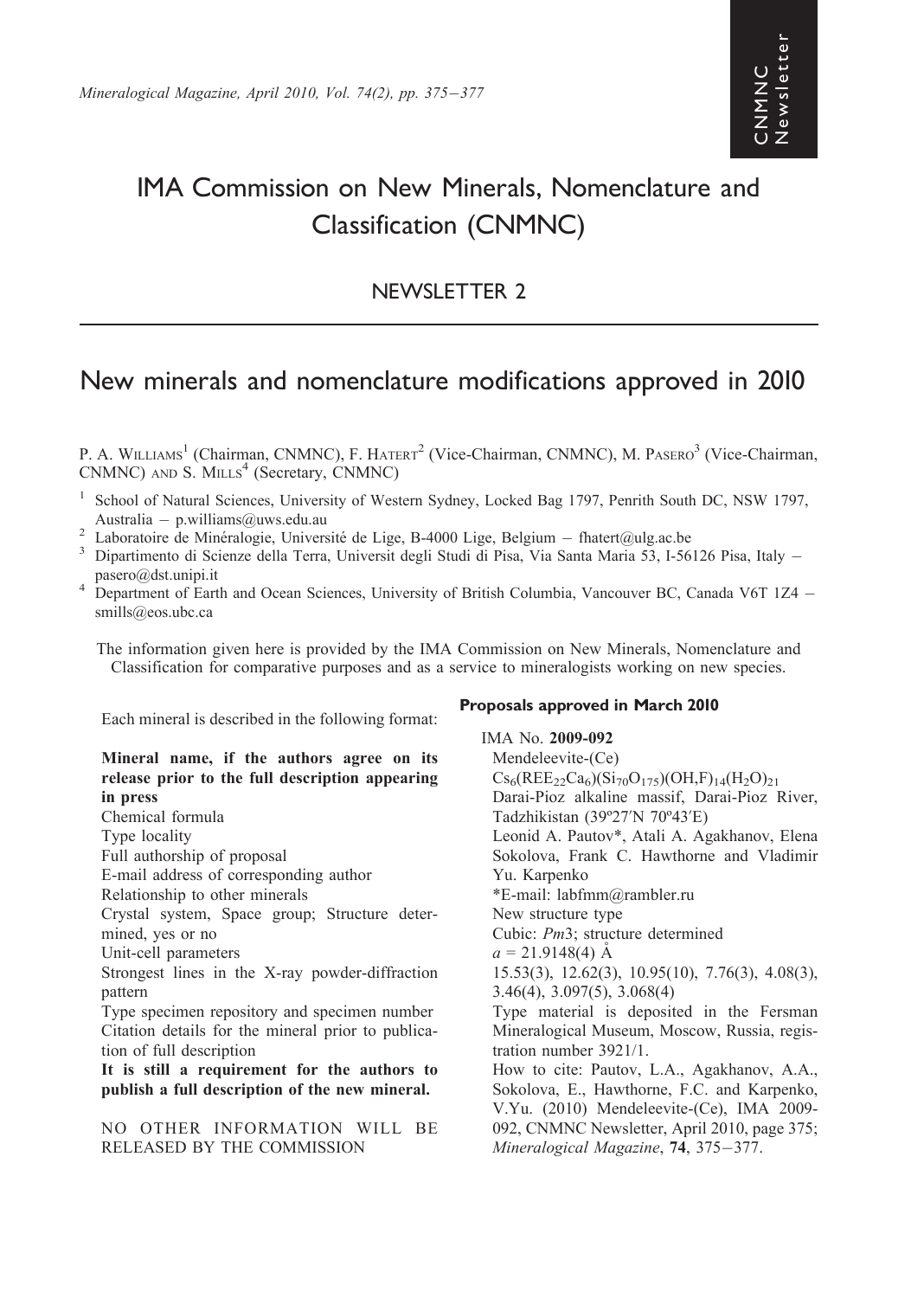# IMA Commission on New Minerals, Nomenclature and Classification (CNMNC)

## NEWSLETTER 2

# New minerals and nomenclature modifications approved in 2010

P. A. Williams[1] (Chairman, CNMNC), F. Hatert[2] (Vice-Chairman, CNMNC), M. Pasero[3] (Vice-Chairman, CNMNC) and S. Mills[4] (Secretary, CNMNC)

[1] School of Natural Sciences, University of Western Sydney, Locked Bag 1797, Penrith South DC, NSW 1797, Australia – p.williams@uws.edu.au

[2] Laboratoire de Minéralogie, Université de Lige, B-4000 Lige, Belgium – fhatert@ulg.ac.be

[3] Dipartimento di Scienze della Terra, Universit degli Studi di Pisa, Via Santa Maria 53, I-56126 Pisa, Italy – pasero@dst.unipi.it

[4] Department of Earth and Ocean Sciences, University of British Columbia, Vancouver BC, Canada V6T 1Z4 – smills@eos.ubc.ca

The information given here is provided by the IMA Commission on New Minerals, Nomenclature and Classification for comparative purposes and as a service to mineralogists working on new species.

Each mineral is described in the following format:

**Mineral name, if the authors agree on its release prior to the full description appearing in press**
Chemical formula
Type locality
Full authorship of proposal
E-mail address of corresponding author
Relationship to other minerals
Crystal system, Space group; Structure determined, yes or no
Unit-cell parameters
Strongest lines in the X-ray powder-diffraction pattern
Type specimen repository and specimen number
Citation details for the mineral prior to publication of full description
**It is still a requirement for the authors to publish a full description of the new mineral.**

NO OTHER INFORMATION WILL BE RELEASED BY THE COMMISSION

### Proposals approved in March 2010

IMA No. **2009-092**
Mendeleevite-(Ce)
$Cs_6(REE_{22}Ca_6)(Si_{70}O_{175})(OH,F)_{14}(H_2O)_{21}$
Darai-Pioz alkaline massif, Darai-Pioz River, Tadzhikistan (39º27′N 70º43′E)
Leonid A. Pautov*, Atali A. Agakhanov, Elena Sokolova, Frank C. Hawthorne and Vladimir Yu. Karpenko
*E-mail: labfmm@rambler.ru
New structure type
Cubic: *Pm*3; structure determined
$a$ = 21.9148(4) Å
15.53(3), 12.62(3), 10.95(10), 7.76(3), 4.08(3), 3.46(4), 3.097(5), 3.068(4)
Type material is deposited in the Fersman Mineralogical Museum, Moscow, Russia, registration number 3921/1.
How to cite: Pautov, L.A., Agakhanov, A.A., Sokolova, E., Hawthorne, F.C. and Karpenko, V.Yu. (2010) Mendeleevite-(Ce), IMA 2009-092, CNMNC Newsletter, April 2010, page 375; *Mineralogical Magazine*, **74**, 375–377.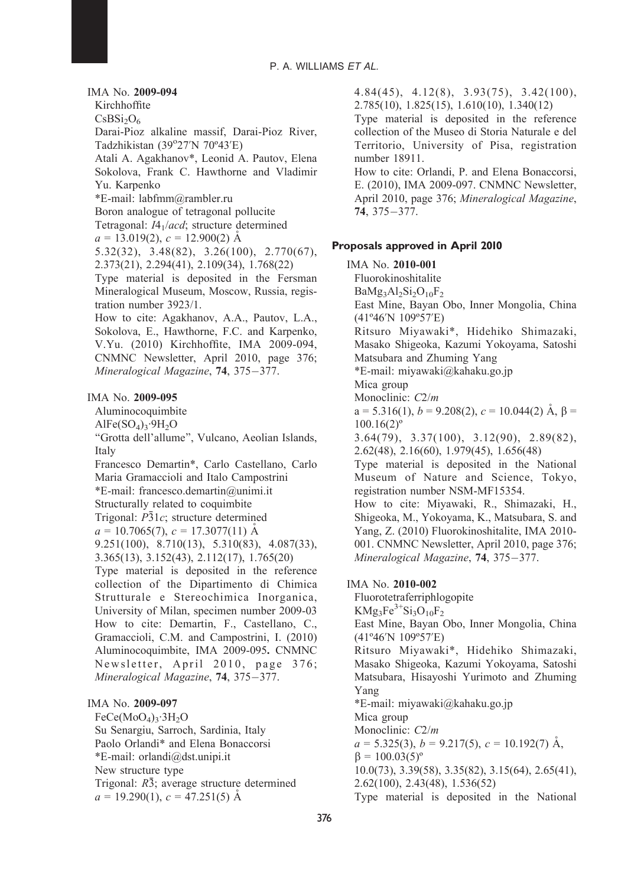IMA No. **2009-094**

Kirchhoffite

$CsBSi_2O_6$

Darai-Pioz alkaline massif, Darai-Pioz River, Tadzhikistan (39°27′N 70°43′E)

Atali A. Agakhanov*, Leonid A. Pautov, Elena Sokolova, Frank C. Hawthorne and Vladimir Yu. Karpenko

*E-mail: labfmm@rambler.ru

Boron analogue of tetragonal pollucite

Tetragonal: $I4_1/acd$; structure determined

$a$ = 13.019(2), $c$ = 12.900(2) Å

5.32(32), 3.48(82), 3.26(100), 2.770(67), 2.373(21), 2.294(41), 2.109(34), 1.768(22)

Type material is deposited in the Fersman Mineralogical Museum, Moscow, Russia, registration number 3923/1.

How to cite: Agakhanov, A.A., Pautov, L.A., Sokolova, E., Hawthorne, F.C. and Karpenko, V.Yu. (2010) Kirchhoffite, IMA 2009-094, CNMNC Newsletter, April 2010, page 376; *Mineralogical Magazine*, **74**, 375–377.

IMA No. **2009-095**

Aluminocoquimbite

$AlFe(SO_4)_3 \cdot 9H_2O$

"Grotta dell'allume", Vulcano, Aeolian Islands, Italy

Francesco Demartin*, Carlo Castellano, Carlo Maria Gramaccioli and Italo Campostrini

*E-mail: francesco.demartin@unimi.it

Structurally related to coquimbite

Trigonal: $P\bar{3}1c$; structure determined

$a$ = 10.7065(7), $c$ = 17.3077(11) Å

9.251(100), 8.710(13), 5.310(83), 4.087(33), 3.365(13), 3.152(43), 2.112(17), 1.765(20)

Type material is deposited in the reference collection of the Dipartimento di Chimica Strutturale e Stereochimica Inorganica, University of Milan, specimen number 2009-03

How to cite: Demartin, F., Castellano, C., Gramaccioli, C.M. and Campostrini, I. (2010) Aluminocoquimbite, IMA 2009-095**.** CNMNC Newsletter, April 2010, page 376; *Mineralogical Magazine*, **74**, 375–377.

IMA No. **2009-097**

$FeCe(MoO_4)_3 \cdot 3H_2O$

Su Senargiu, Sarroch, Sardinia, Italy

Paolo Orlandi* and Elena Bonaccorsi

*E-mail: orlandi@dst.unipi.it

New structure type

Trigonal: $R\bar{3}$; average structure determined

$a$ = 19.290(1), $c$ = 47.251(5) Å

4.84(45), 4.12(8), 3.93(75), 3.42(100), 2.785(10), 1.825(15), 1.610(10), 1.340(12)

Type material is deposited in the reference collection of the Museo di Storia Naturale e del Territorio, University of Pisa, registration number 18911.

How to cite: Orlandi, P. and Elena Bonaccorsi, E. (2010), IMA 2009-097. CNMNC Newsletter, April 2010, page 376; *Mineralogical Magazine*, **74**, 375–377.

## Proposals approved in April 2010

IMA No. **2010-001**

Fluorokinoshitalite

$BaMg_3Al_2Si_2O_{10}F_2$

East Mine, Bayan Obo, Inner Mongolia, China (41°46′N 109°57′E)

Ritsuro Miyawaki*, Hidehiko Shimazaki, Masako Shigeoka, Kazumi Yokoyama, Satoshi Matsubara and Zhuming Yang

*E-mail: miyawaki@kahaku.go.jp

Mica group

Monoclinic: $C2/m$

a = 5.316(1), $b$ = 9.208(2), $c$ = 10.044(2) Å, β = 100.16(2)°

3.64(79), 3.37(100), 3.12(90), 2.89(82), 2.62(48), 2.16(60), 1.979(45), 1.656(48)

Type material is deposited in the National Museum of Nature and Science, Tokyo, registration number NSM-MF15354.

How to cite: Miyawaki, R., Shimazaki, H., Shigeoka, M., Yokoyama, K., Matsubara, S. and Yang, Z. (2010) Fluorokinoshitalite, IMA 2010-001. CNMNC Newsletter, April 2010, page 376; *Mineralogical Magazine*, **74**, 375–377.

IMA No. **2010-002**

Fluorotetraferriphlogopite

$KMg_3Fe^{3+}Si_3O_{10}F_2$

East Mine, Bayan Obo, Inner Mongolia, China (41°46′N 109°57′E)

Ritsuro Miyawaki*, Hidehiko Shimazaki, Masako Shigeoka, Kazumi Yokoyama, Satoshi Matsubara, Hisayoshi Yurimoto and Zhuming Yang

*E-mail: miyawaki@kahaku.go.jp

Mica group

Monoclinic: $C2/m$

$a$ = 5.325(3), $b$ = 9.217(5), $c$ = 10.192(7) Å, β = 100.03(5)°

10.0(73), 3.39(58), 3.35(82), 3.15(64), 2.65(41), 2.62(100), 2.43(48), 1.536(52)

Type material is deposited in the National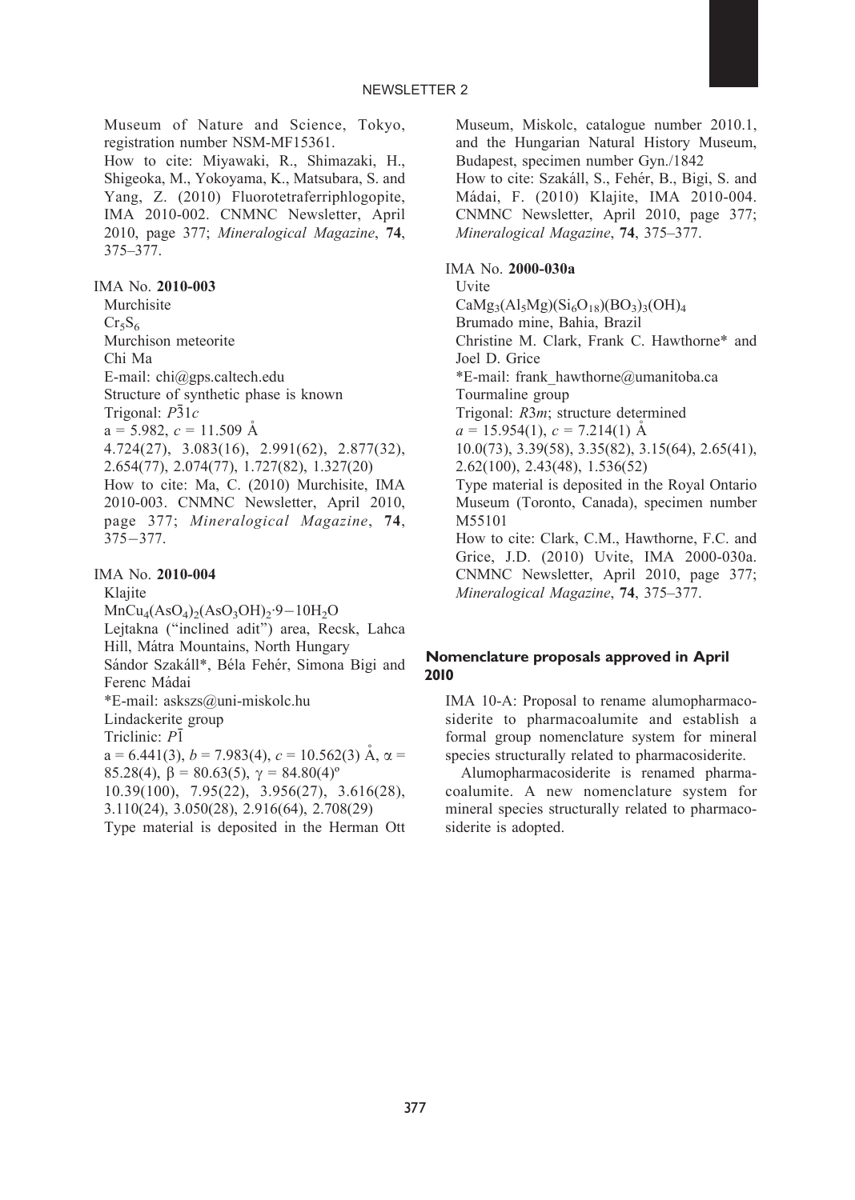Museum of Nature and Science, Tokyo, registration number NSM-MF15361.
How to cite: Miyawaki, R., Shimazaki, H., Shigeoka, M., Yokoyama, K., Matsubara, S. and Yang, Z. (2010) Fluorotetraferriphlogopite, IMA 2010-002. CNMNC Newsletter, April 2010, page 377; *Mineralogical Magazine*, **74**, 375–377.

IMA No. **2010-003**
Murchisite
$Cr_5S_6$
Murchison meteorite
Chi Ma
E-mail: chi@gps.caltech.edu
Structure of synthetic phase is known
Trigonal: $P\bar{3}1c$
$a = 5.982$, $c = 11.509$ Å
4.724(27), 3.083(16), 2.991(62), 2.877(32), 2.654(77), 2.074(77), 1.727(82), 1.327(20)
How to cite: Ma, C. (2010) Murchisite, IMA 2010-003. CNMNC Newsletter, April 2010, page 377; *Mineralogical Magazine*, **74**, 375–377.

IMA No. **2010-004**
Klajite
$MnCu_4(AsO_4)_2(AsO_3OH)_2{\cdot}9{-}10H_2O$
Lejtakna ("inclined adit") area, Recsk, Lahca Hill, Mátra Mountains, North Hungary
Sándor Szakáll*, Béla Fehér, Simona Bigi and Ferenc Mádai
*E-mail: askszs@uni-miskolc.hu
Lindackerite group
Triclinic: $P\bar{1}$
$a = 6.441(3)$, $b = 7.983(4)$, $c = 10.562(3)$ Å, $\alpha = 85.28(4)$, $\beta = 80.63(5)$, $\gamma = 84.80(4)°$
10.39(100), 7.95(22), 3.956(27), 3.616(28), 3.110(24), 3.050(28), 2.916(64), 2.708(29)
Type material is deposited in the Herman Ott Museum, Miskolc, catalogue number 2010.1, and the Hungarian Natural History Museum, Budapest, specimen number Gyn./1842
How to cite: Szakáll, S., Fehér, B., Bigi, S. and Mádai, F. (2010) Klajite, IMA 2010-004. CNMNC Newsletter, April 2010, page 377; *Mineralogical Magazine*, **74**, 375–377.

IMA No. **2000-030a**
Uvite
$CaMg_3(Al_5Mg)(Si_6O_{18})(BO_3)_3(OH)_4$
Brumado mine, Bahia, Brazil
Christine M. Clark, Frank C. Hawthorne* and Joel D. Grice
*E-mail: frank_hawthorne@umanitoba.ca
Tourmaline group
Trigonal: $R3m$; structure determined
$a = 15.954(1)$, $c = 7.214(1)$ Å
10.0(73), 3.39(58), 3.35(82), 3.15(64), 2.65(41), 2.62(100), 2.43(48), 1.536(52)
Type material is deposited in the Royal Ontario Museum (Toronto, Canada), specimen number M55101
How to cite: Clark, C.M., Hawthorne, F.C. and Grice, J.D. (2010) Uvite, IMA 2000-030a. CNMNC Newsletter, April 2010, page 377; *Mineralogical Magazine*, **74**, 375–377.

## Nomenclature proposals approved in April 2010

IMA 10-A: Proposal to rename alumopharmacosiderite to pharmacoalumite and establish a formal group nomenclature system for mineral species structurally related to pharmacosiderite.

Alumopharmacosiderite is renamed pharmacoalumite. A new nomenclature system for mineral species structurally related to pharmacosiderite is adopted.